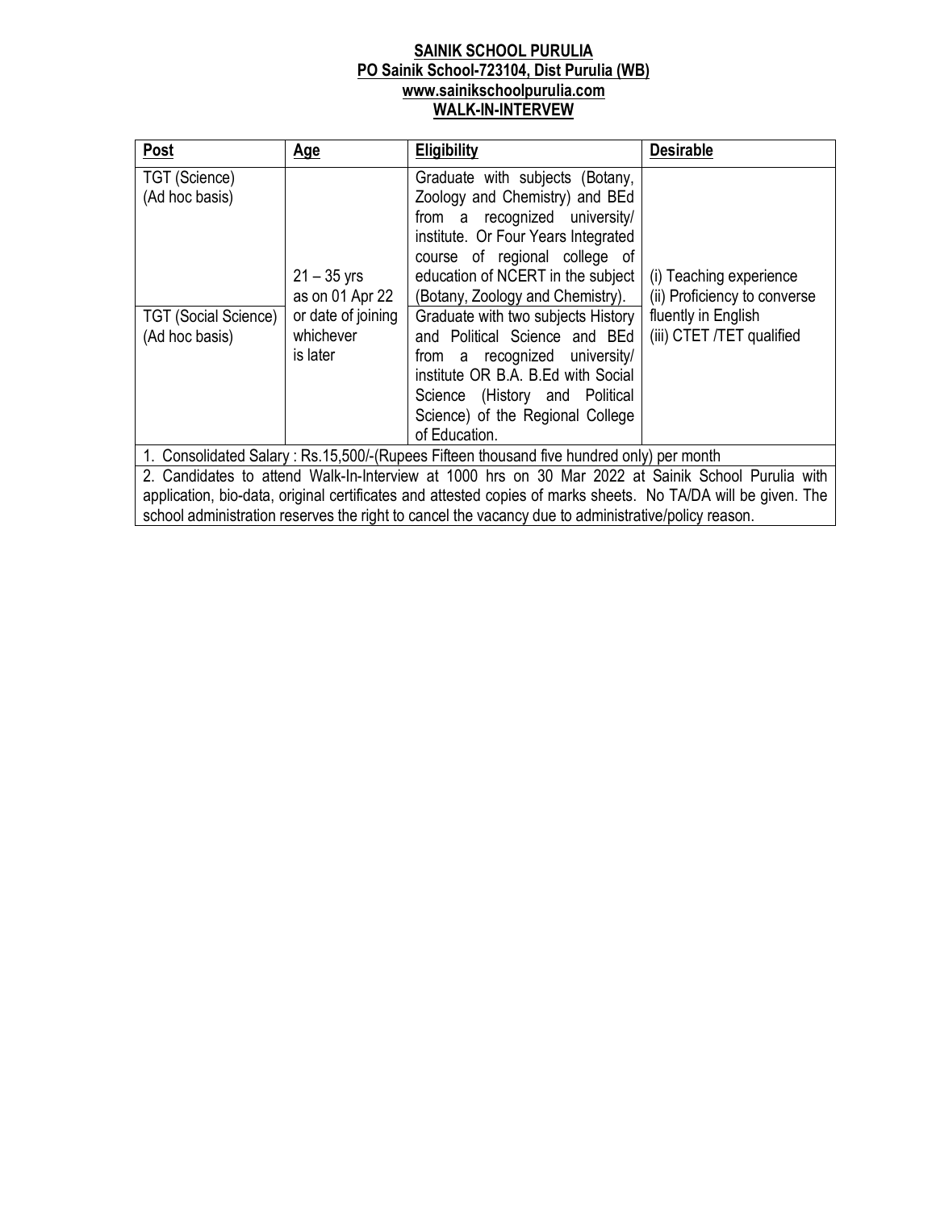**SAINIK SCHOOL PURULIA**
**PO Sainik School-723104, Dist Purulia (WB)**
**www.sainikschoolpurulia.com**
**WALK-IN-INTERVEW**

| **Post** | **Age** | **Eligibility** | **Desirable** |
|---|---|---|---|
| TGT (Science) (Ad hoc basis) | 21 – 35 yrs as on 01 Apr 22 or date of joining whichever is later | Graduate with subjects (Botany, Zoology and Chemistry) and BEd from a recognized university/ institute. Or Four Years Integrated course of regional college of education of NCERT in the subject (Botany, Zoology and Chemistry). | (i) Teaching experience (ii) Proficiency to converse fluently in English (iii) CTET /TET qualified |
| TGT (Social Science) (Ad hoc basis) | | Graduate with two subjects History and Political Science and BEd from a recognized university/ institute OR B.A. B.Ed with Social Science (History and Political Science) of the Regional College of Education. | |

1. Consolidated Salary : Rs.15,500/-(Rupees Fifteen thousand five hundred only) per month

2. Candidates to attend Walk-In-Interview at 1000 hrs on 30 Mar 2022 at Sainik School Purulia with application, bio-data, original certificates and attested copies of marks sheets. No TA/DA will be given. The school administration reserves the right to cancel the vacancy due to administrative/policy reason.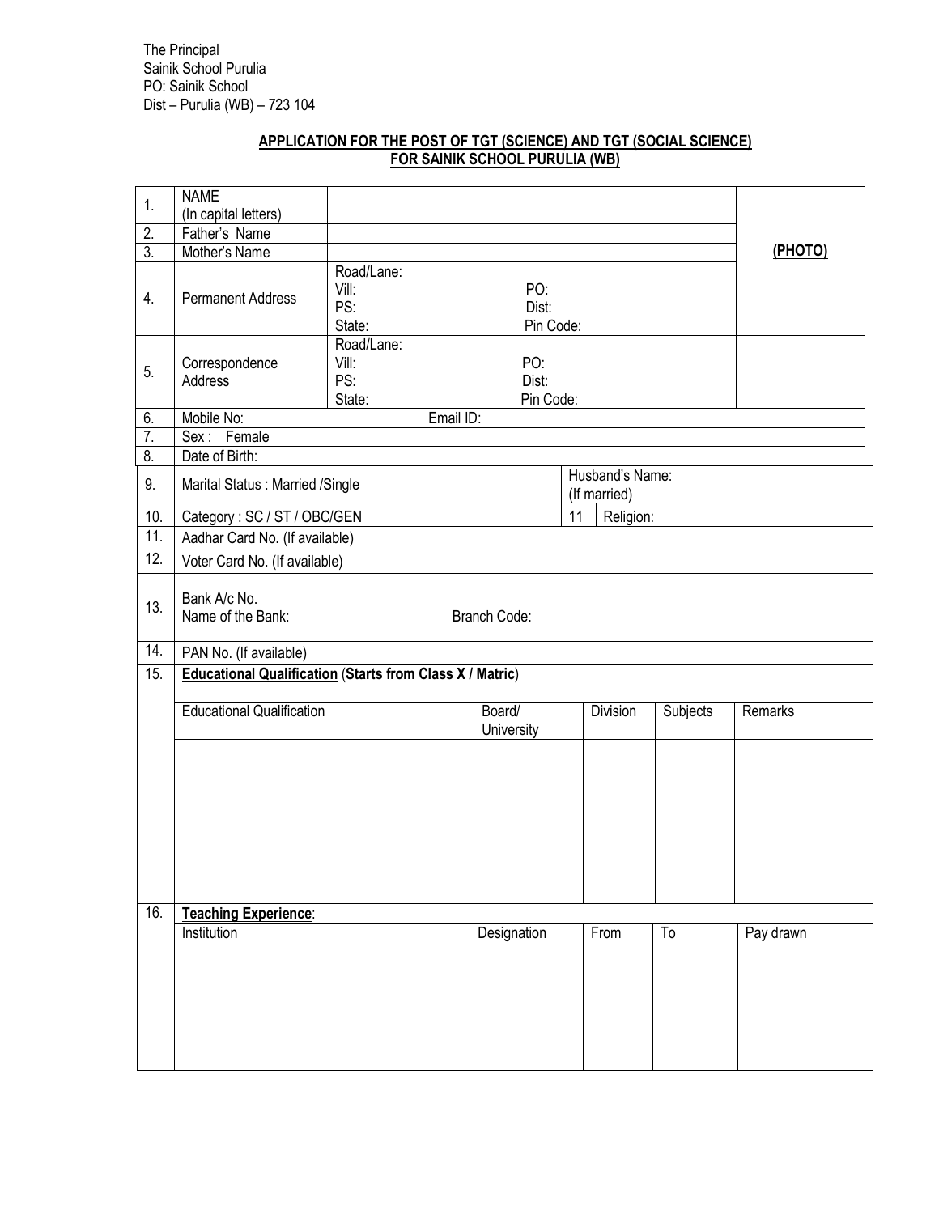The Principal
Sainik School Purulia
PO: Sainik School
Dist – Purulia (WB) – 723 104

**APPLICATION FOR THE POST OF TGT (SCIENCE) AND TGT (SOCIAL SCIENCE) FOR SAINIK SCHOOL PURULIA (WB)**

| | | | |
|---|---|---|---|
| 1. | NAME (In capital letters) | | **(PHOTO)** |
| 2. | Father's Name | | |
| 3. | Mother's Name | | |
| 4. | Permanent Address | Road/Lane:<br>Vill: PO:<br>PS: Dist:<br>State: Pin Code: | |
| 5. | Correspondence Address | Road/Lane:<br>Vill: PO:<br>PS: Dist:<br>State: Pin Code: | |
| 6. | Mobile No: Email ID: | | |
| 7. | Sex : Female | | |
| 8. | Date of Birth: | | |

| | | | |
|---|---|---|---|
| 9. | Marital Status : Married /Single | | Husband's Name: (If married) |
| 10. | Category : SC / ST / OBC/GEN | 11 | Religion: |
| 11. | Aadhar Card No. (If available) | | |
| 12. | Voter Card No. (If available) | | |
| 13. | Bank A/c No.<br>Name of the Bank: Branch Code: | | |
| 14. | PAN No. (If available) | | |

15. **Educational Qualification** (**Starts from Class X / Matric**)

| Educational Qualification | Board/ University | Division | Subjects | Remarks |
|---|---|---|---|---|
| | | | | |

16. **Teaching Experience**:

| Institution | Designation | From | To | Pay drawn |
|---|---|---|---|---|
| | | | | |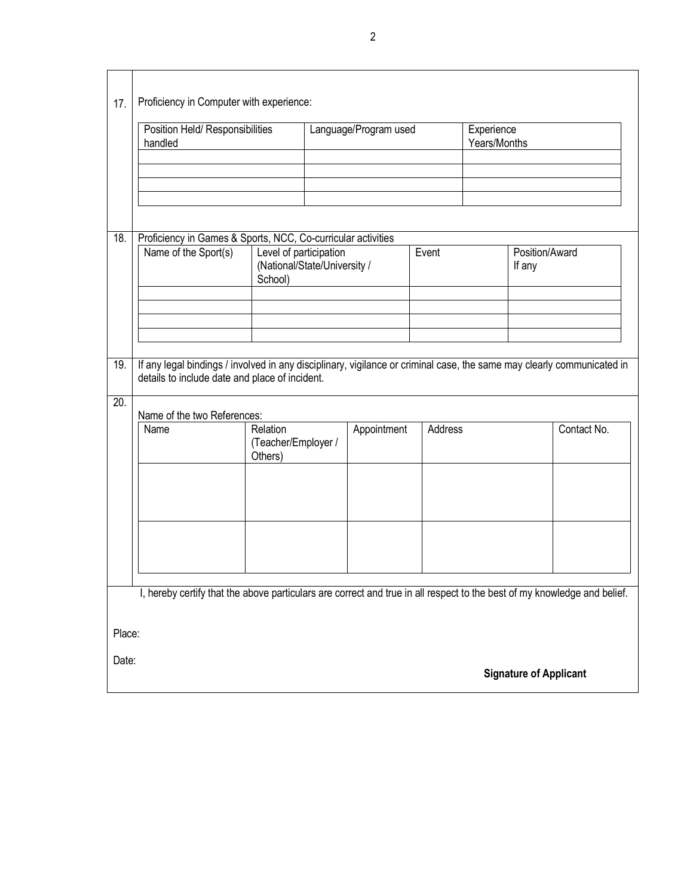17. Proficiency in Computer with experience:

| Position Held/ Responsibilities handled | Language/Program used | Experience Years/Months |
|---|---|---|
| | | |
| | | |
| | | |
| | | |

18. Proficiency in Games & Sports, NCC, Co-curricular activities

| Name of the Sport(s) | Level of participation (National/State/University / School) | Event | Position/Award If any |
|---|---|---|---|
| | | | |
| | | | |
| | | | |
| | | | |

19. If any legal bindings / involved in any disciplinary, vigilance or criminal case, the same may clearly communicated in details to include date and place of incident.

20. Name of the two References:

| Name | Relation (Teacher/Employer / Others) | Appointment | Address | Contact No. |
|---|---|---|---|---|
| | | | | |
| | | | | |

I, hereby certify that the above particulars are correct and true in all respect to the best of my knowledge and belief.

Place:

Date:

**Signature of Applicant**